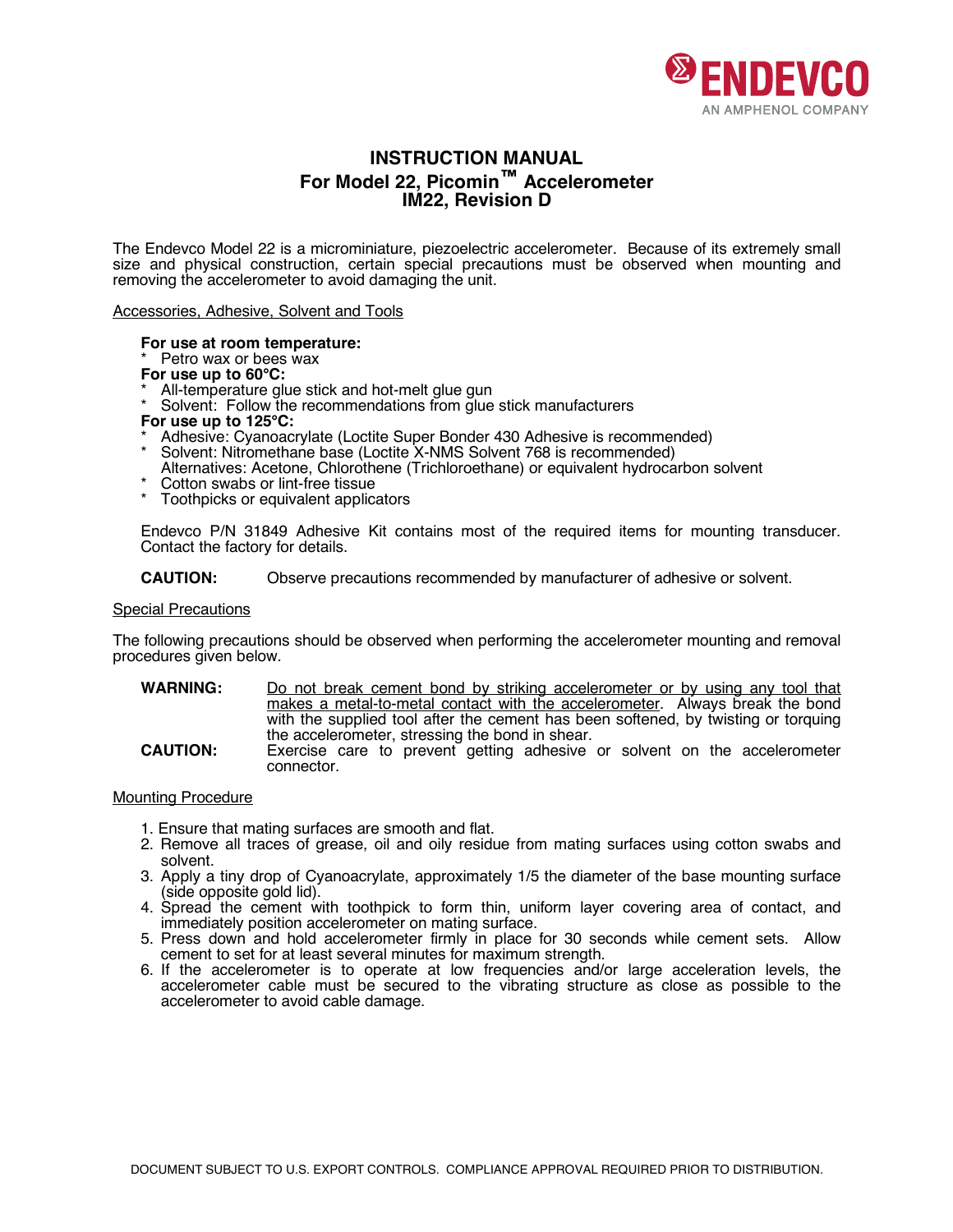ENDEVCO
AN AMPHENOL COMPANY

# INSTRUCTION MANUAL
## For Model 22, Picomin™ Accelerometer
## IM22, Revision D

The Endevco Model 22 is a microminiature, piezoelectric accelerometer. Because of its extremely small size and physical construction, certain special precautions must be observed when mounting and removing the accelerometer to avoid damaging the unit.

<u>Accessories, Adhesive, Solvent and Tools</u>

**For use at room temperature:**
* Petro wax or bees wax

**For use up to 60°C:**
* All-temperature glue stick and hot-melt glue gun
* Solvent: Follow the recommendations from glue stick manufacturers

**For use up to 125°C:**
* Adhesive: Cyanoacrylate (Loctite Super Bonder 430 Adhesive is recommended)
* Solvent: Nitromethane base (Loctite X-NMS Solvent 768 is recommended)
  Alternatives: Acetone, Chlorothene (Trichloroethane) or equivalent hydrocarbon solvent
* Cotton swabs or lint-free tissue
* Toothpicks or equivalent applicators

Endevco P/N 31849 Adhesive Kit contains most of the required items for mounting transducer. Contact the factory for details.

**CAUTION:** Observe precautions recommended by manufacturer of adhesive or solvent.

<u>Special Precautions</u>

The following precautions should be observed when performing the accelerometer mounting and removal procedures given below.

**WARNING:** <u>Do not break cement bond by striking accelerometer or by using any tool that makes a metal-to-metal contact with the accelerometer</u>. Always break the bond with the supplied tool after the cement has been softened, by twisting or torquing the accelerometer, stressing the bond in shear.

**CAUTION:** Exercise care to prevent getting adhesive or solvent on the accelerometer connector.

<u>Mounting Procedure</u>

1. Ensure that mating surfaces are smooth and flat.
2. Remove all traces of grease, oil and oily residue from mating surfaces using cotton swabs and solvent.
3. Apply a tiny drop of Cyanoacrylate, approximately 1/5 the diameter of the base mounting surface (side opposite gold lid).
4. Spread the cement with toothpick to form thin, uniform layer covering area of contact, and immediately position accelerometer on mating surface.
5. Press down and hold accelerometer firmly in place for 30 seconds while cement sets. Allow cement to set for at least several minutes for maximum strength.
6. If the accelerometer is to operate at low frequencies and/or large acceleration levels, the accelerometer cable must be secured to the vibrating structure as close as possible to the accelerometer to avoid cable damage.

DOCUMENT SUBJECT TO U.S. EXPORT CONTROLS. COMPLIANCE APPROVAL REQUIRED PRIOR TO DISTRIBUTION.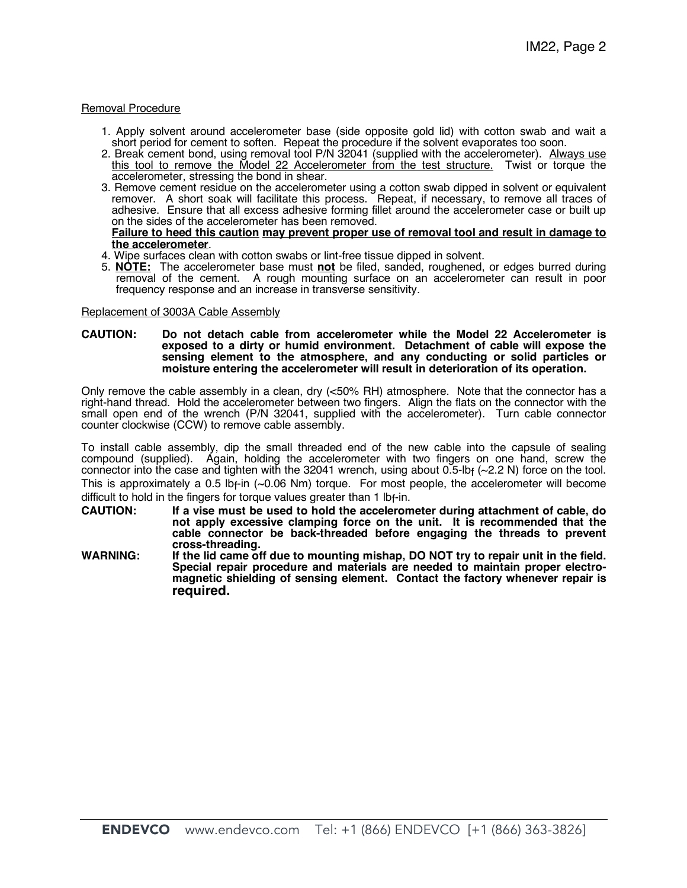Removal Procedure

1. Apply solvent around accelerometer base (side opposite gold lid) with cotton swab and wait a short period for cement to soften. Repeat the procedure if the solvent evaporates too soon.
2. Break cement bond, using removal tool P/N 32041 (supplied with the accelerometer). Always use this tool to remove the Model 22 Accelerometer from the test structure. Twist or torque the accelerometer, stressing the bond in shear.
3. Remove cement residue on the accelerometer using a cotton swab dipped in solvent or equivalent remover. A short soak will facilitate this process. Repeat, if necessary, to remove all traces of adhesive. Ensure that all excess adhesive forming fillet around the accelerometer case or built up on the sides of the accelerometer has been removed.
   **Failure to heed this caution may prevent proper use of removal tool and result in damage to the accelerometer**.
4. Wipe surfaces clean with cotton swabs or lint-free tissue dipped in solvent.
5. **NOTE:** The accelerometer base must **not** be filed, sanded, roughened, or edges burred during removal of the cement. A rough mounting surface on an accelerometer can result in poor frequency response and an increase in transverse sensitivity.

Replacement of 3003A Cable Assembly

**CAUTION: Do not detach cable from accelerometer while the Model 22 Accelerometer is exposed to a dirty or humid environment. Detachment of cable will expose the sensing element to the atmosphere, and any conducting or solid particles or moisture entering the accelerometer will result in deterioration of its operation.**

Only remove the cable assembly in a clean, dry (<50% RH) atmosphere. Note that the connector has a right-hand thread. Hold the accelerometer between two fingers. Align the flats on the connector with the small open end of the wrench (P/N 32041, supplied with the accelerometer). Turn cable connector counter clockwise (CCW) to remove cable assembly.

To install cable assembly, dip the small threaded end of the new cable into the capsule of sealing compound (supplied). Again, holding the accelerometer with two fingers on one hand, screw the connector into the case and tighten with the 32041 wrench, using about 0.5-$lb_f$ (~2.2 N) force on the tool. This is approximately a 0.5 $lb_f$-in (~0.06 Nm) torque. For most people, the accelerometer will become difficult to hold in the fingers for torque values greater than 1 $lb_f$-in.

**CAUTION: If a vise must be used to hold the accelerometer during attachment of cable, do not apply excessive clamping force on the unit. It is recommended that the cable connector be back-threaded before engaging the threads to prevent cross-threading.**

**WARNING: If the lid came off due to mounting mishap, DO NOT try to repair unit in the field. Special repair procedure and materials are needed to maintain proper electro-magnetic shielding of sensing element. Contact the factory whenever repair is required.**